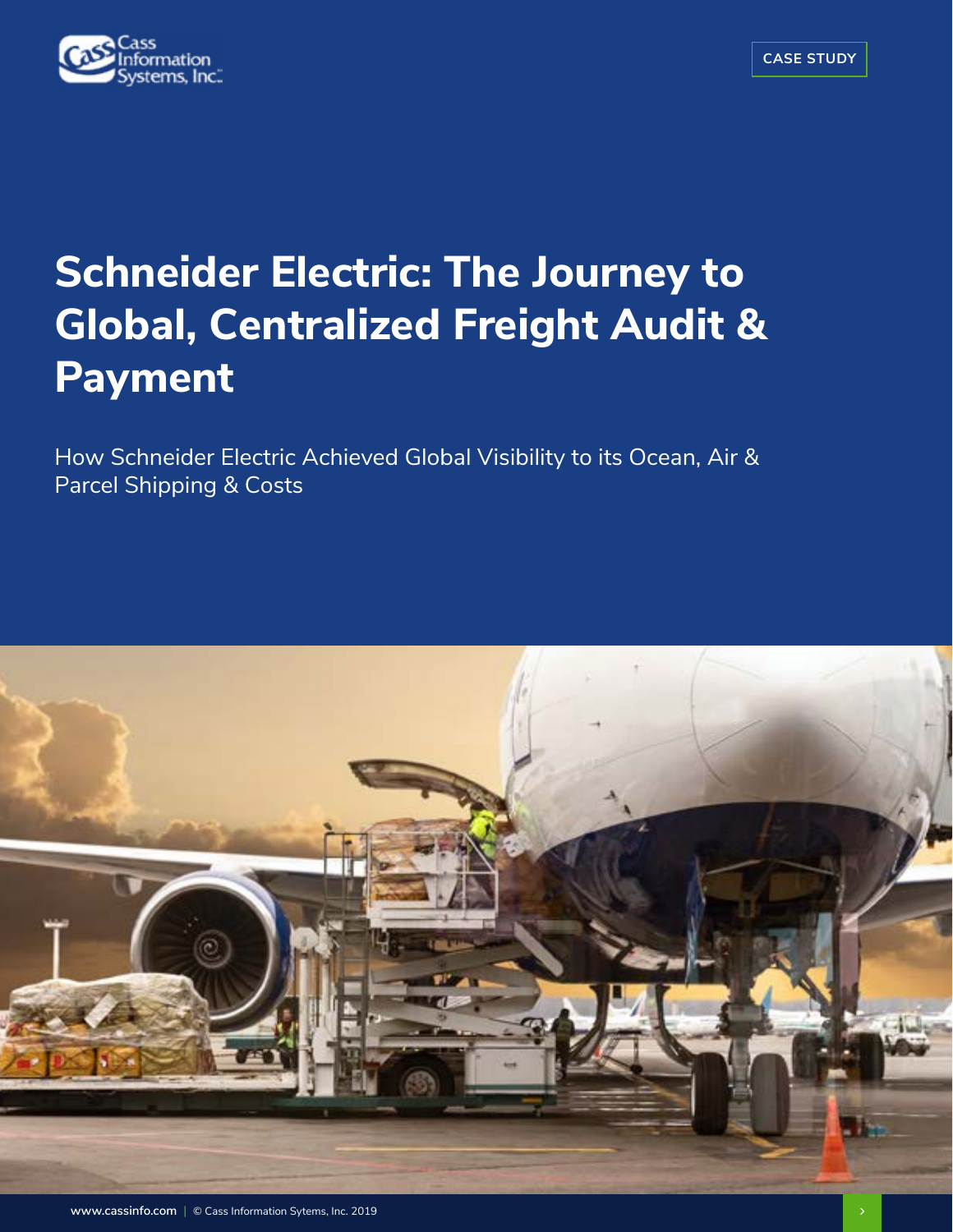CASE STUDY

# Schneider Electric: The Journey to Global, Centralized Freight Audit & Payment

How Schneider Electric Achieved Global Visibility to its Ocean, Air & Parcel Shipping & Costs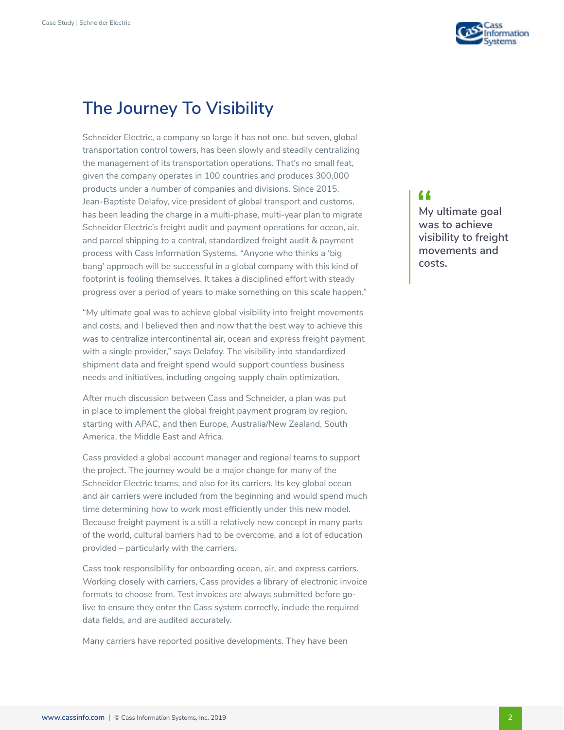# The Journey To Visibility

Schneider Electric, a company so large it has not one, but seven, global transportation control towers, has been slowly and steadily centralizing the management of its transportation operations. That's no small feat, given the company operates in 100 countries and produces 300,000 products under a number of companies and divisions. Since 2015, Jean-Baptiste Delafoy, vice president of global transport and customs, has been leading the charge in a multi-phase, multi-year plan to migrate Schneider Electric's freight audit and payment operations for ocean, air, and parcel shipping to a central, standardized freight audit & payment process with Cass Information Systems. "Anyone who thinks a 'big bang' approach will be successful in a global company with this kind of footprint is fooling themselves. It takes a disciplined effort with steady progress over a period of years to make something on this scale happen."

> My ultimate goal was to achieve visibility to freight movements and costs.

"My ultimate goal was to achieve global visibility into freight movements and costs, and I believed then and now that the best way to achieve this was to centralize intercontinental air, ocean and express freight payment with a single provider," says Delafoy. The visibility into standardized shipment data and freight spend would support countless business needs and initiatives, including ongoing supply chain optimization.

After much discussion between Cass and Schneider, a plan was put in place to implement the global freight payment program by region, starting with APAC, and then Europe, Australia/New Zealand, South America, the Middle East and Africa.

Cass provided a global account manager and regional teams to support the project. The journey would be a major change for many of the Schneider Electric teams, and also for its carriers. Its key global ocean and air carriers were included from the beginning and would spend much time determining how to work most efficiently under this new model. Because freight payment is a still a relatively new concept in many parts of the world, cultural barriers had to be overcome, and a lot of education provided – particularly with the carriers.

Cass took responsibility for onboarding ocean, air, and express carriers. Working closely with carriers, Cass provides a library of electronic invoice formats to choose from. Test invoices are always submitted before go-live to ensure they enter the Cass system correctly, include the required data fields, and are audited accurately.

Many carriers have reported positive developments. They have been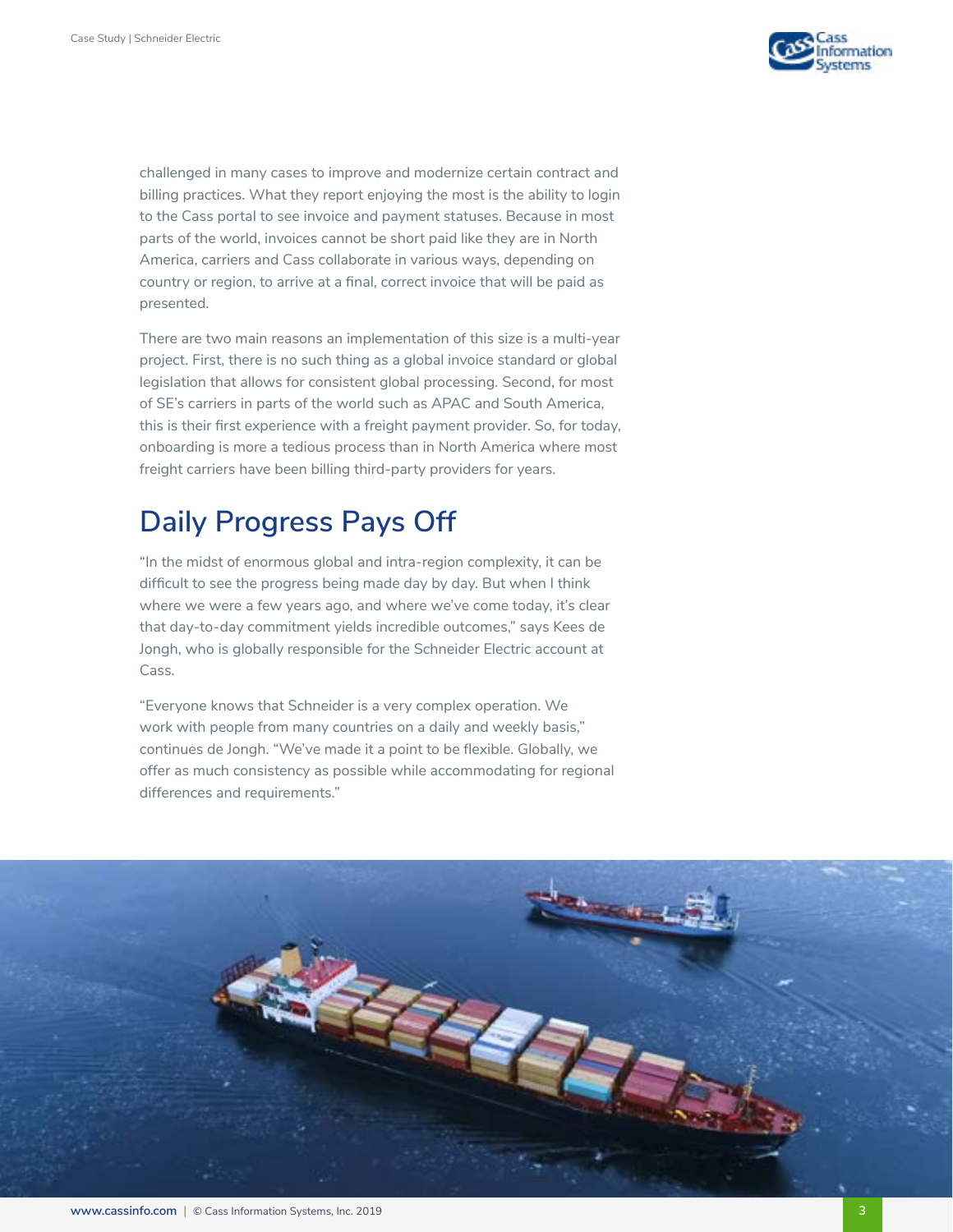challenged in many cases to improve and modernize certain contract and billing practices. What they report enjoying the most is the ability to login to the Cass portal to see invoice and payment statuses. Because in most parts of the world, invoices cannot be short paid like they are in North America, carriers and Cass collaborate in various ways, depending on country or region, to arrive at a final, correct invoice that will be paid as presented.

There are two main reasons an implementation of this size is a multi-year project. First, there is no such thing as a global invoice standard or global legislation that allows for consistent global processing. Second, for most of SE's carriers in parts of the world such as APAC and South America, this is their first experience with a freight payment provider. So, for today, onboarding is more a tedious process than in North America where most freight carriers have been billing third-party providers for years.

## Daily Progress Pays Off

"In the midst of enormous global and intra-region complexity, it can be difficult to see the progress being made day by day. But when I think where we were a few years ago, and where we've come today, it's clear that day-to-day commitment yields incredible outcomes," says Kees de Jongh, who is globally responsible for the Schneider Electric account at Cass.

"Everyone knows that Schneider is a very complex operation. We work with people from many countries on a daily and weekly basis," continues de Jongh. "We've made it a point to be flexible. Globally, we offer as much consistency as possible while accommodating for regional differences and requirements."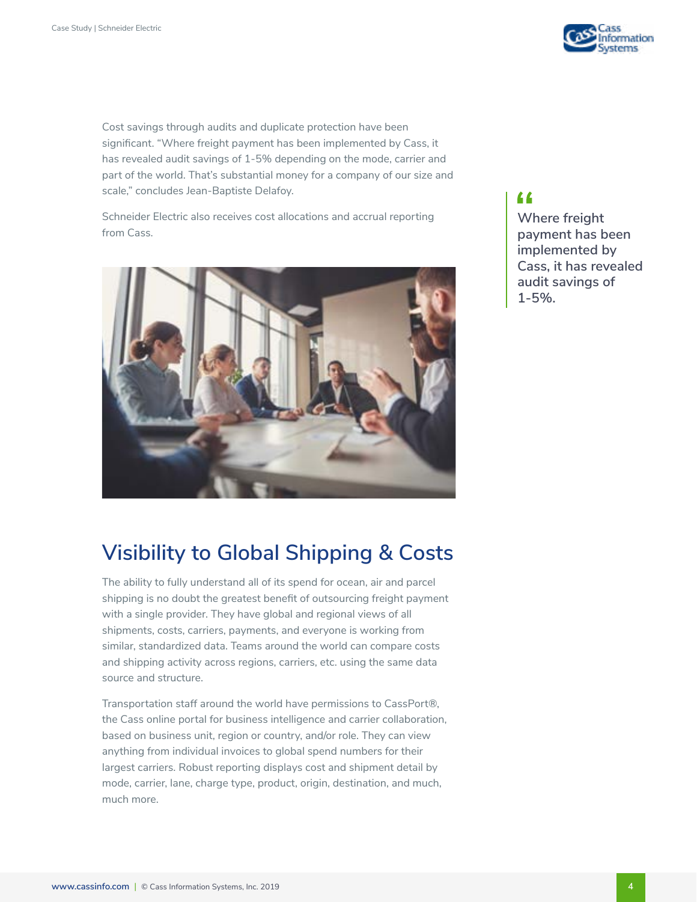Cost savings through audits and duplicate protection have been significant. "Where freight payment has been implemented by Cass, it has revealed audit savings of 1-5% depending on the mode, carrier and part of the world. That's substantial money for a company of our size and scale," concludes Jean-Baptiste Delafoy.

Schneider Electric also receives cost allocations and accrual reporting from Cass.

> "Where freight payment has been implemented by Cass, it has revealed audit savings of 1-5%.

## Visibility to Global Shipping & Costs

The ability to fully understand all of its spend for ocean, air and parcel shipping is no doubt the greatest benefit of outsourcing freight payment with a single provider. They have global and regional views of all shipments, costs, carriers, payments, and everyone is working from similar, standardized data. Teams around the world can compare costs and shipping activity across regions, carriers, etc. using the same data source and structure.

Transportation staff around the world have permissions to CassPort®, the Cass online portal for business intelligence and carrier collaboration, based on business unit, region or country, and/or role. They can view anything from individual invoices to global spend numbers for their largest carriers. Robust reporting displays cost and shipment detail by mode, carrier, lane, charge type, product, origin, destination, and much, much more.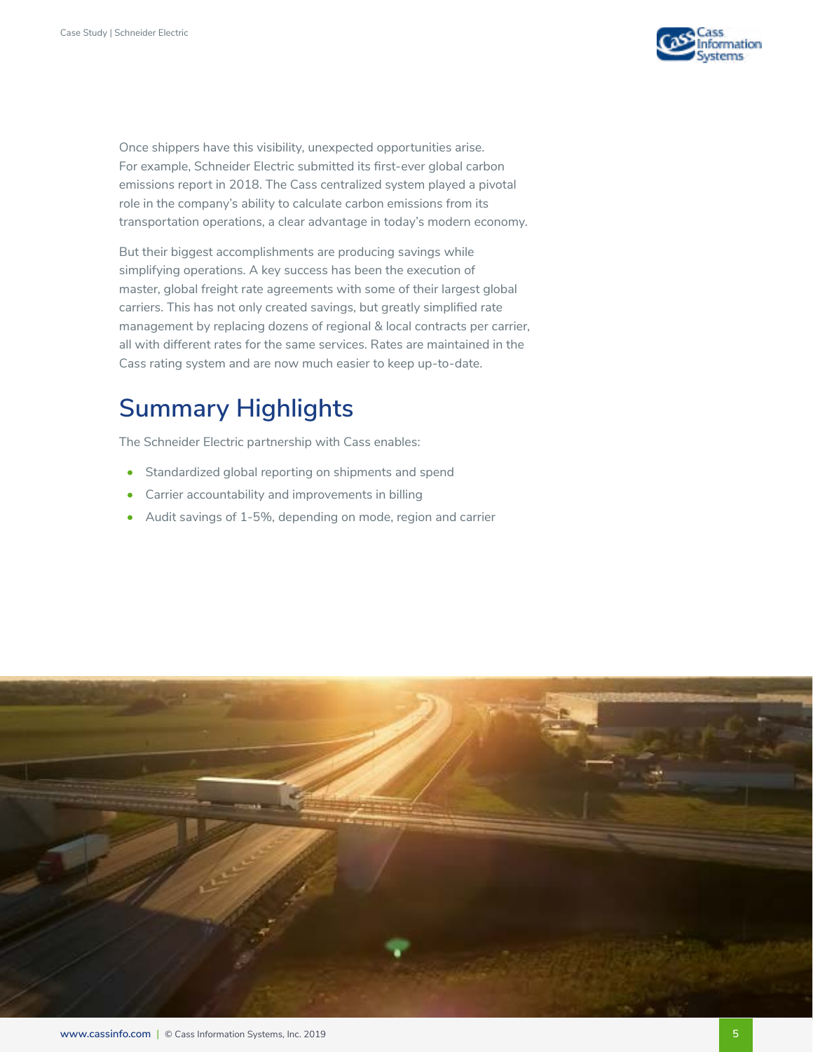Once shippers have this visibility, unexpected opportunities arise. For example, Schneider Electric submitted its first-ever global carbon emissions report in 2018. The Cass centralized system played a pivotal role in the company's ability to calculate carbon emissions from its transportation operations, a clear advantage in today's modern economy.

But their biggest accomplishments are producing savings while simplifying operations. A key success has been the execution of master, global freight rate agreements with some of their largest global carriers. This has not only created savings, but greatly simplified rate management by replacing dozens of regional & local contracts per carrier, all with different rates for the same services. Rates are maintained in the Cass rating system and are now much easier to keep up-to-date.

## Summary Highlights

The Schneider Electric partnership with Cass enables:

- Standardized global reporting on shipments and spend
- Carrier accountability and improvements in billing
- Audit savings of 1-5%, depending on mode, region and carrier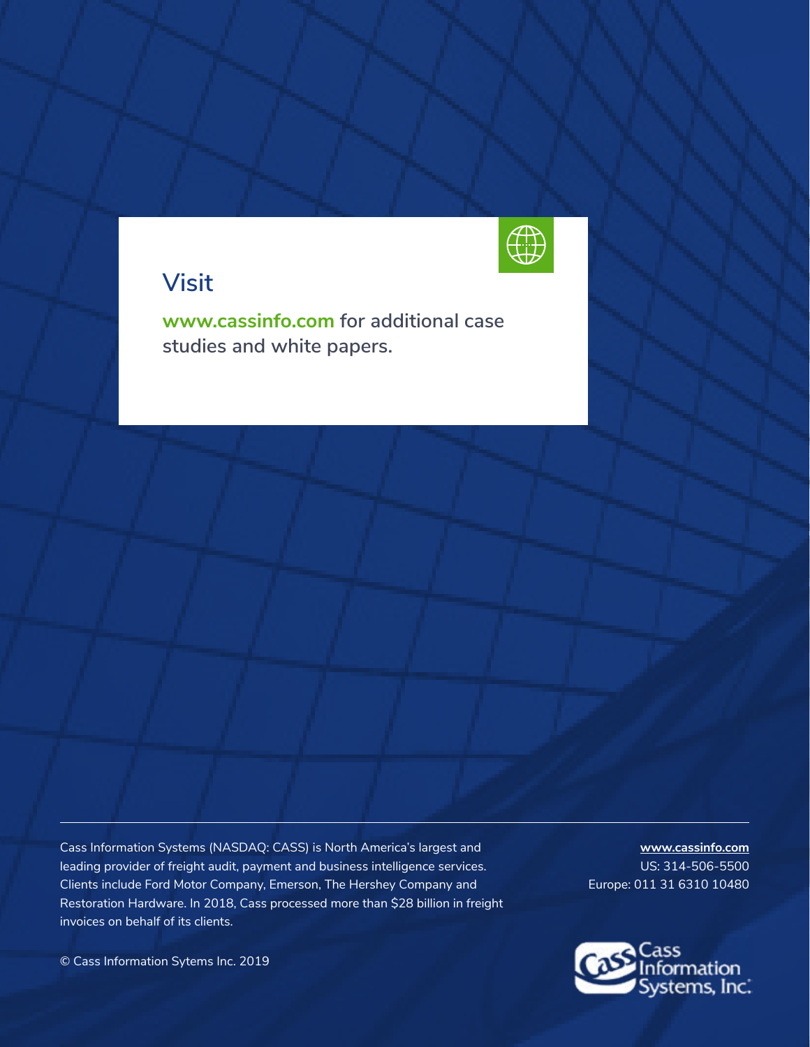## Visit

**www.cassinfo.com** for additional case studies and white papers.

Cass Information Systems (NASDAQ: CASS) is North America's largest and leading provider of freight audit, payment and business intelligence services. Clients include Ford Motor Company, Emerson, The Hershey Company and Restoration Hardware. In 2018, Cass processed more than $28 billion in freight invoices on behalf of its clients.

**www.cassinfo.com**
US: 314-506-5500
Europe: 011 31 6310 10480

© Cass Information Sytems Inc. 2019

Cass Information Systems, Inc.